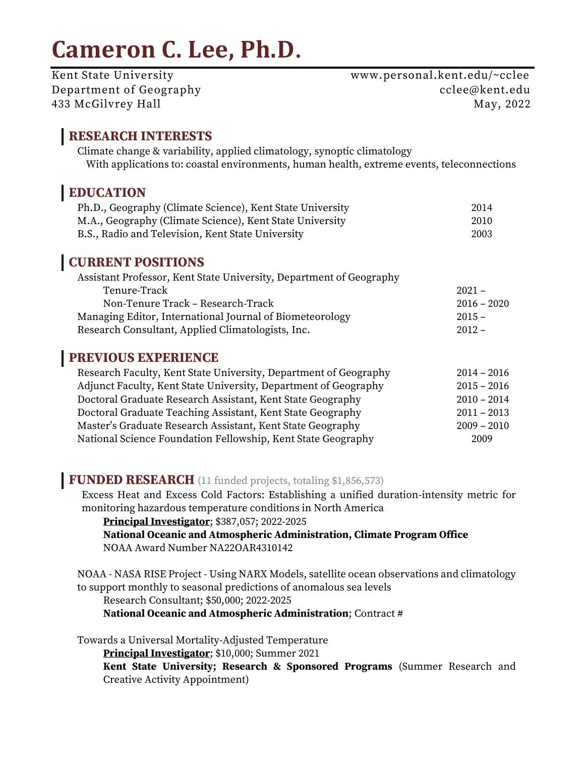# Cameron C. Lee, Ph.D.

Kent State University
Department of Geography
433 McGilvrey Hall

www.personal.kent.edu/~cclee
cclee@kent.edu
May, 2022

## RESEARCH INTERESTS

Climate change & variability, applied climatology, synoptic climatology
With applications to: coastal environments, human health, extreme events, teleconnections

## EDUCATION

| | |
|---|---|
| Ph.D., Geography (Climate Science), Kent State University | 2014 |
| M.A., Geography (Climate Science), Kent State University | 2010 |
| B.S., Radio and Television, Kent State University | 2003 |

## CURRENT POSITIONS

| | |
|---|---|
| Assistant Professor, Kent State University, Department of Geography | |
| Tenure-Track | 2021 – |
| Non-Tenure Track – Research-Track | 2016 – 2020 |
| Managing Editor, International Journal of Biometeorology | 2015 – |
| Research Consultant, Applied Climatologists, Inc. | 2012 – |

## PREVIOUS EXPERIENCE

| | |
|---|---|
| Research Faculty, Kent State University, Department of Geography | 2014 – 2016 |
| Adjunct Faculty, Kent State University, Department of Geography | 2015 – 2016 |
| Doctoral Graduate Research Assistant, Kent State Geography | 2010 – 2014 |
| Doctoral Graduate Teaching Assistant, Kent State Geography | 2011 – 2013 |
| Master's Graduate Research Assistant, Kent State Geography | 2009 – 2010 |
| National Science Foundation Fellowship, Kent State Geography | 2009 |

## FUNDED RESEARCH (11 funded projects, totaling $1,856,573)

Excess Heat and Excess Cold Factors: Establishing a unified duration-intensity metric for monitoring hazardous temperature conditions in North America
**Principal Investigator**; $387,057; 2022-2025
**National Oceanic and Atmospheric Administration, Climate Program Office**
NOAA Award Number NA22OAR4310142

NOAA - NASA RISE Project - Using NARX Models, satellite ocean observations and climatology to support monthly to seasonal predictions of anomalous sea levels
Research Consultant; $50,000; 2022-2025
**National Oceanic and Atmospheric Administration**; Contract #

Towards a Universal Mortality-Adjusted Temperature
**Principal Investigator**; $10,000; Summer 2021
**Kent State University; Research & Sponsored Programs** (Summer Research and Creative Activity Appointment)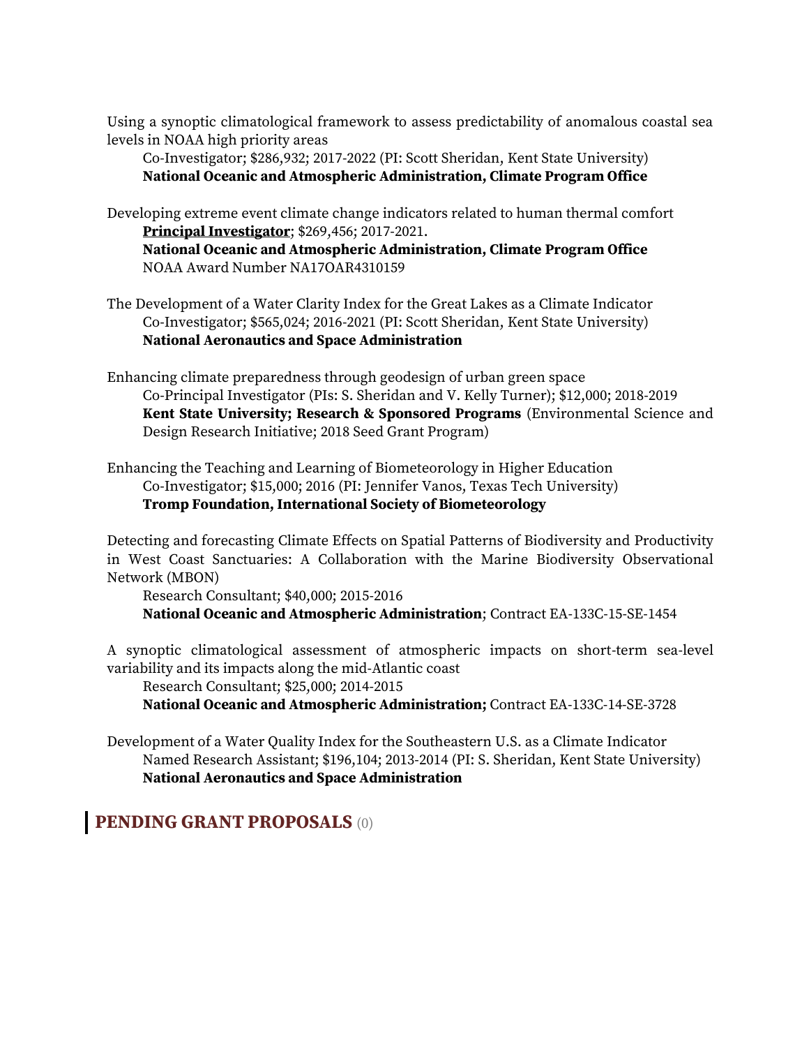Using a synoptic climatological framework to assess predictability of anomalous coastal sea levels in NOAA high priority areas

> Co-Investigator; $286,932; 2017-2022 (PI: Scott Sheridan, Kent State University)
> **National Oceanic and Atmospheric Administration, Climate Program Office**

Developing extreme event climate change indicators related to human thermal comfort

> **Principal Investigator**; $269,456; 2017-2021.
> **National Oceanic and Atmospheric Administration, Climate Program Office**
> NOAA Award Number NA17OAR4310159

The Development of a Water Clarity Index for the Great Lakes as a Climate Indicator

> Co-Investigator; $565,024; 2016-2021 (PI: Scott Sheridan, Kent State University)
> **National Aeronautics and Space Administration**

Enhancing climate preparedness through geodesign of urban green space

> Co-Principal Investigator (PIs: S. Sheridan and V. Kelly Turner); $12,000; 2018-2019
> **Kent State University; Research & Sponsored Programs** (Environmental Science and Design Research Initiative; 2018 Seed Grant Program)

Enhancing the Teaching and Learning of Biometeorology in Higher Education

> Co-Investigator; $15,000; 2016 (PI: Jennifer Vanos, Texas Tech University)
> **Tromp Foundation, International Society of Biometeorology**

Detecting and forecasting Climate Effects on Spatial Patterns of Biodiversity and Productivity in West Coast Sanctuaries: A Collaboration with the Marine Biodiversity Observational Network (MBON)

> Research Consultant; $40,000; 2015-2016
> **National Oceanic and Atmospheric Administration**; Contract EA-133C-15-SE-1454

A synoptic climatological assessment of atmospheric impacts on short-term sea-level variability and its impacts along the mid-Atlantic coast

> Research Consultant; $25,000; 2014-2015
> **National Oceanic and Atmospheric Administration;** Contract EA-133C-14-SE-3728

Development of a Water Quality Index for the Southeastern U.S. as a Climate Indicator

> Named Research Assistant; $196,104; 2013-2014 (PI: S. Sheridan, Kent State University)
> **National Aeronautics and Space Administration**

## PENDING GRANT PROPOSALS (0)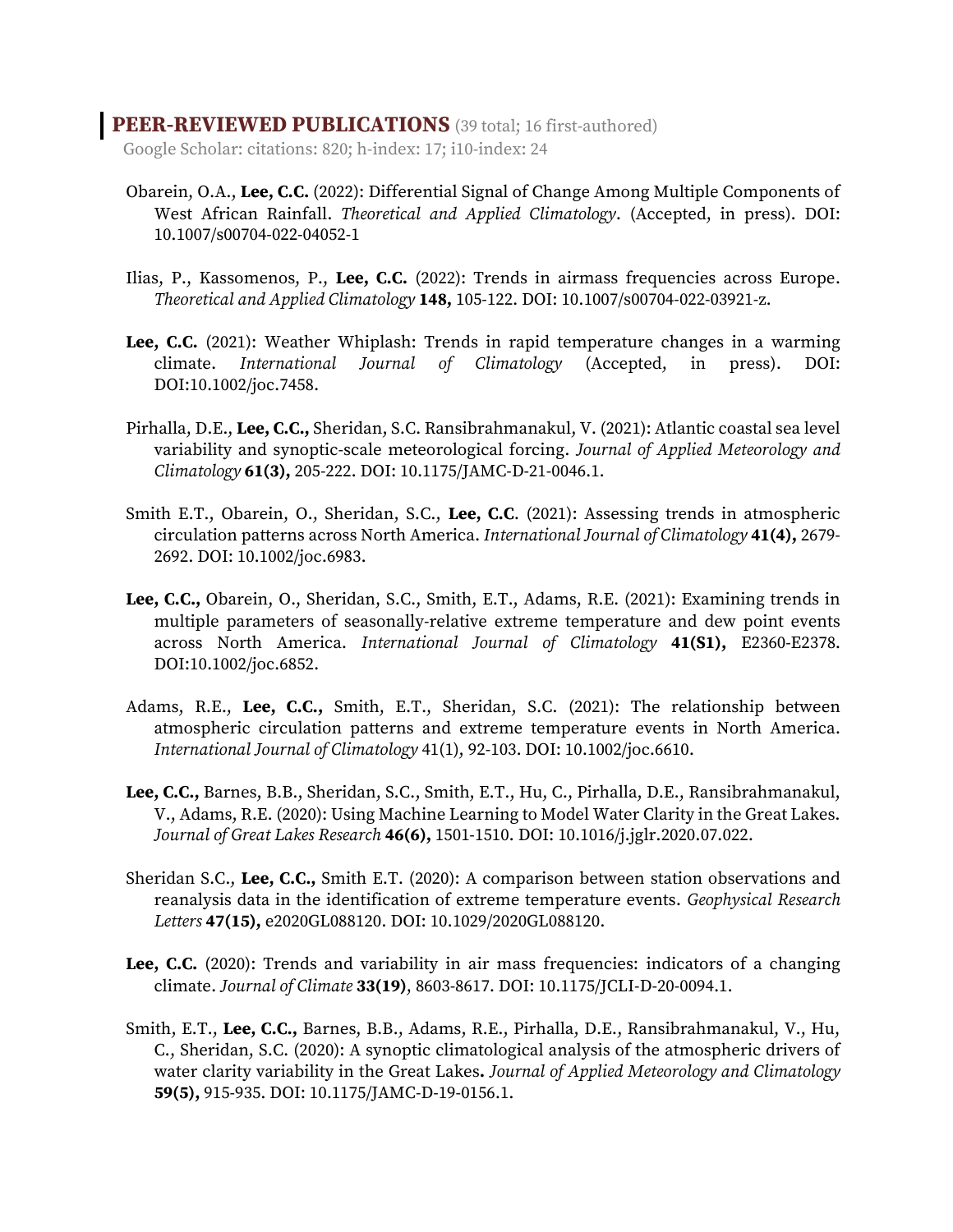## PEER-REVIEWED PUBLICATIONS (39 total; 16 first-authored)

Google Scholar: citations: 820; h-index: 17; i10-index: 24

Obarein, O.A., **Lee, C.C.** (2022): Differential Signal of Change Among Multiple Components of West African Rainfall. *Theoretical and Applied Climatology*. (Accepted, in press). DOI: 10.1007/s00704-022-04052-1

Ilias, P., Kassomenos, P., **Lee, C.C.** (2022): Trends in airmass frequencies across Europe. *Theoretical and Applied Climatology* **148,** 105-122. DOI: 10.1007/s00704-022-03921-z.

**Lee, C.C.** (2021): Weather Whiplash: Trends in rapid temperature changes in a warming climate. *International Journal of Climatology* (Accepted, in press). DOI: DOI:10.1002/joc.7458.

Pirhalla, D.E., **Lee, C.C.,** Sheridan, S.C. Ransibrahmanakul, V. (2021): Atlantic coastal sea level variability and synoptic-scale meteorological forcing. *Journal of Applied Meteorology and Climatology* **61(3),** 205-222. DOI: 10.1175/JAMC-D-21-0046.1.

Smith E.T., Obarein, O., Sheridan, S.C., **Lee, C.C**. (2021): Assessing trends in atmospheric circulation patterns across North America. *International Journal of Climatology* **41(4),** 2679-2692. DOI: 10.1002/joc.6983.

**Lee, C.C.,** Obarein, O., Sheridan, S.C., Smith, E.T., Adams, R.E. (2021): Examining trends in multiple parameters of seasonally-relative extreme temperature and dew point events across North America. *International Journal of Climatology* **41(S1),** E2360-E2378. DOI:10.1002/joc.6852.

Adams, R.E., **Lee, C.C.,** Smith, E.T., Sheridan, S.C. (2021): The relationship between atmospheric circulation patterns and extreme temperature events in North America. *International Journal of Climatology* 41(1), 92-103. DOI: 10.1002/joc.6610.

**Lee, C.C.,** Barnes, B.B., Sheridan, S.C., Smith, E.T., Hu, C., Pirhalla, D.E., Ransibrahmanakul, V., Adams, R.E. (2020): Using Machine Learning to Model Water Clarity in the Great Lakes. *Journal of Great Lakes Research* **46(6),** 1501-1510. DOI: 10.1016/j.jglr.2020.07.022.

Sheridan S.C., **Lee, C.C.,** Smith E.T. (2020): A comparison between station observations and reanalysis data in the identification of extreme temperature events. *Geophysical Research Letters* **47(15),** e2020GL088120. DOI: 10.1029/2020GL088120.

**Lee, C.C.** (2020): Trends and variability in air mass frequencies: indicators of a changing climate. *Journal of Climate* **33(19)**, 8603-8617. DOI: 10.1175/JCLI-D-20-0094.1.

Smith, E.T., **Lee, C.C.,** Barnes, B.B., Adams, R.E., Pirhalla, D.E., Ransibrahmanakul, V., Hu, C., Sheridan, S.C. (2020): A synoptic climatological analysis of the atmospheric drivers of water clarity variability in the Great Lakes**.** *Journal of Applied Meteorology and Climatology* **59(5),** 915-935. DOI: 10.1175/JAMC-D-19-0156.1.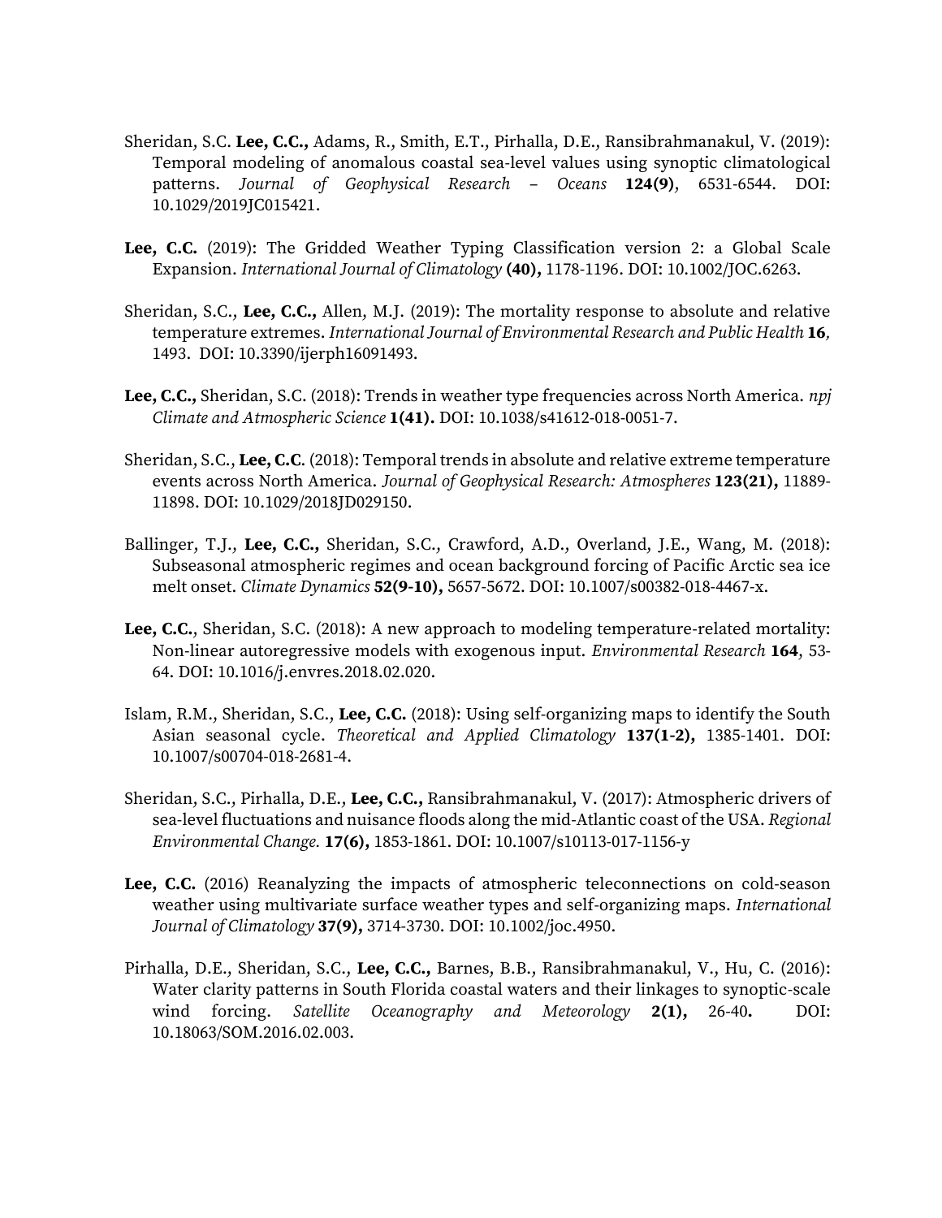Sheridan, S.C. **Lee, C.C.,** Adams, R., Smith, E.T., Pirhalla, D.E., Ransibrahmanakul, V. (2019): Temporal modeling of anomalous coastal sea-level values using synoptic climatological patterns. *Journal of Geophysical Research – Oceans* **124(9)**, 6531-6544. DOI: 10.1029/2019JC015421.

**Lee, C.C.** (2019): The Gridded Weather Typing Classification version 2: a Global Scale Expansion. *International Journal of Climatology* **(40),** 1178-1196. DOI: 10.1002/JOC.6263.

Sheridan, S.C., **Lee, C.C.,** Allen, M.J. (2019): The mortality response to absolute and relative temperature extremes. *International Journal of Environmental Research and Public Health* **16***,* 1493. DOI: 10.3390/ijerph16091493.

**Lee, C.C.,** Sheridan, S.C. (2018): Trends in weather type frequencies across North America. *npj Climate and Atmospheric Science* **1(41).** DOI: 10.1038/s41612-018-0051-7.

Sheridan, S.C., **Lee, C.C**. (2018): Temporal trends in absolute and relative extreme temperature events across North America. *Journal of Geophysical Research: Atmospheres* **123(21),** 11889-11898. DOI: 10.1029/2018JD029150.

Ballinger, T.J., **Lee, C.C.,** Sheridan, S.C., Crawford, A.D., Overland, J.E., Wang, M. (2018): Subseasonal atmospheric regimes and ocean background forcing of Pacific Arctic sea ice melt onset. *Climate Dynamics* **52(9-10),** 5657-5672. DOI: 10.1007/s00382-018-4467-x.

**Lee, C.C.**, Sheridan, S.C. (2018): A new approach to modeling temperature-related mortality: Non-linear autoregressive models with exogenous input. *Environmental Research* **164**, 53-64. DOI: 10.1016/j.envres.2018.02.020.

Islam, R.M., Sheridan, S.C., **Lee, C.C.** (2018): Using self-organizing maps to identify the South Asian seasonal cycle. *Theoretical and Applied Climatology* **137(1-2),** 1385-1401. DOI: 10.1007/s00704-018-2681-4.

Sheridan, S.C., Pirhalla, D.E., **Lee, C.C.,** Ransibrahmanakul, V. (2017): Atmospheric drivers of sea-level fluctuations and nuisance floods along the mid-Atlantic coast of the USA. *Regional Environmental Change.* **17(6),** 1853-1861. DOI: 10.1007/s10113-017-1156-y

**Lee, C.C.** (2016) Reanalyzing the impacts of atmospheric teleconnections on cold-season weather using multivariate surface weather types and self-organizing maps. *International Journal of Climatology* **37(9),** 3714-3730. DOI: 10.1002/joc.4950.

Pirhalla, D.E., Sheridan, S.C., **Lee, C.C.,** Barnes, B.B., Ransibrahmanakul, V., Hu, C. (2016): Water clarity patterns in South Florida coastal waters and their linkages to synoptic-scale wind forcing. *Satellite Oceanography and Meteorology* **2(1),** 26-40**.** DOI: 10.18063/SOM.2016.02.003.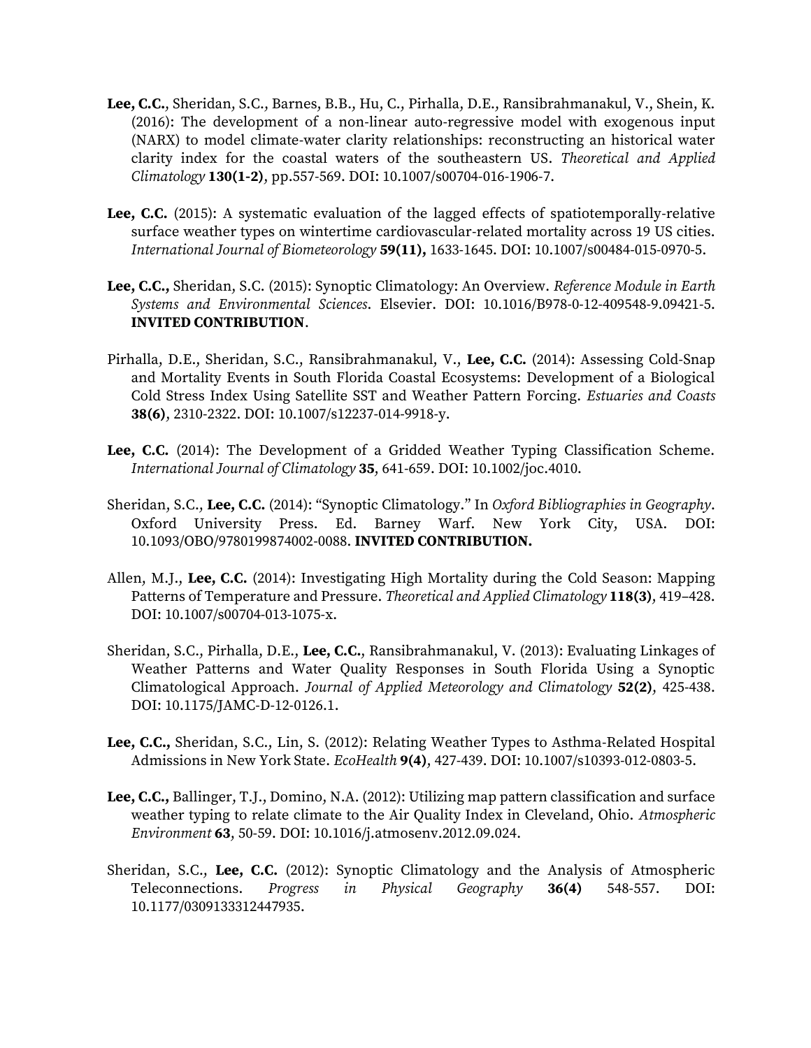**Lee, C.C.**, Sheridan, S.C., Barnes, B.B., Hu, C., Pirhalla, D.E., Ransibrahmanakul, V., Shein, K. (2016): The development of a non-linear auto-regressive model with exogenous input (NARX) to model climate-water clarity relationships: reconstructing an historical water clarity index for the coastal waters of the southeastern US. *Theoretical and Applied Climatology* **130(1-2)**, pp.557-569. DOI: 10.1007/s00704-016-1906-7.

**Lee, C.C.** (2015): A systematic evaluation of the lagged effects of spatiotemporally-relative surface weather types on wintertime cardiovascular-related mortality across 19 US cities. *International Journal of Biometeorology* **59(11),** 1633-1645. DOI: 10.1007/s00484-015-0970-5.

**Lee, C.C.,** Sheridan, S.C. (2015): Synoptic Climatology: An Overview. *Reference Module in Earth Systems and Environmental Sciences*. Elsevier. DOI: 10.1016/B978-0-12-409548-9.09421-5. **INVITED CONTRIBUTION**.

Pirhalla, D.E., Sheridan, S.C., Ransibrahmanakul, V., **Lee, C.C.** (2014): Assessing Cold-Snap and Mortality Events in South Florida Coastal Ecosystems: Development of a Biological Cold Stress Index Using Satellite SST and Weather Pattern Forcing. *Estuaries and Coasts* **38(6)**, 2310-2322. DOI: 10.1007/s12237-014-9918-y.

**Lee, C.C.** (2014): The Development of a Gridded Weather Typing Classification Scheme. *International Journal of Climatology* **35**, 641-659. DOI: 10.1002/joc.4010.

Sheridan, S.C., **Lee, C.C.** (2014): "Synoptic Climatology." In *Oxford Bibliographies in Geography*. Oxford University Press. Ed. Barney Warf. New York City, USA. DOI: 10.1093/OBO/9780199874002-0088. **INVITED CONTRIBUTION.**

Allen, M.J., **Lee, C.C.** (2014): Investigating High Mortality during the Cold Season: Mapping Patterns of Temperature and Pressure. *Theoretical and Applied Climatology* **118(3)**, 419–428. DOI: 10.1007/s00704-013-1075-x.

Sheridan, S.C., Pirhalla, D.E., **Lee, C.C.**, Ransibrahmanakul, V. (2013): Evaluating Linkages of Weather Patterns and Water Quality Responses in South Florida Using a Synoptic Climatological Approach. *Journal of Applied Meteorology and Climatology* **52(2)**, 425-438. DOI: 10.1175/JAMC-D-12-0126.1.

**Lee, C.C.,** Sheridan, S.C., Lin, S. (2012): Relating Weather Types to Asthma-Related Hospital Admissions in New York State. *EcoHealth* **9(4)**, 427-439. DOI: 10.1007/s10393-012-0803-5.

**Lee, C.C.,** Ballinger, T.J., Domino, N.A. (2012): Utilizing map pattern classification and surface weather typing to relate climate to the Air Quality Index in Cleveland, Ohio. *Atmospheric Environment* **63**, 50-59. DOI: 10.1016/j.atmosenv.2012.09.024.

Sheridan, S.C., **Lee, C.C.** (2012): Synoptic Climatology and the Analysis of Atmospheric Teleconnections. *Progress in Physical Geography* **36(4)** 548-557. DOI: 10.1177/0309133312447935.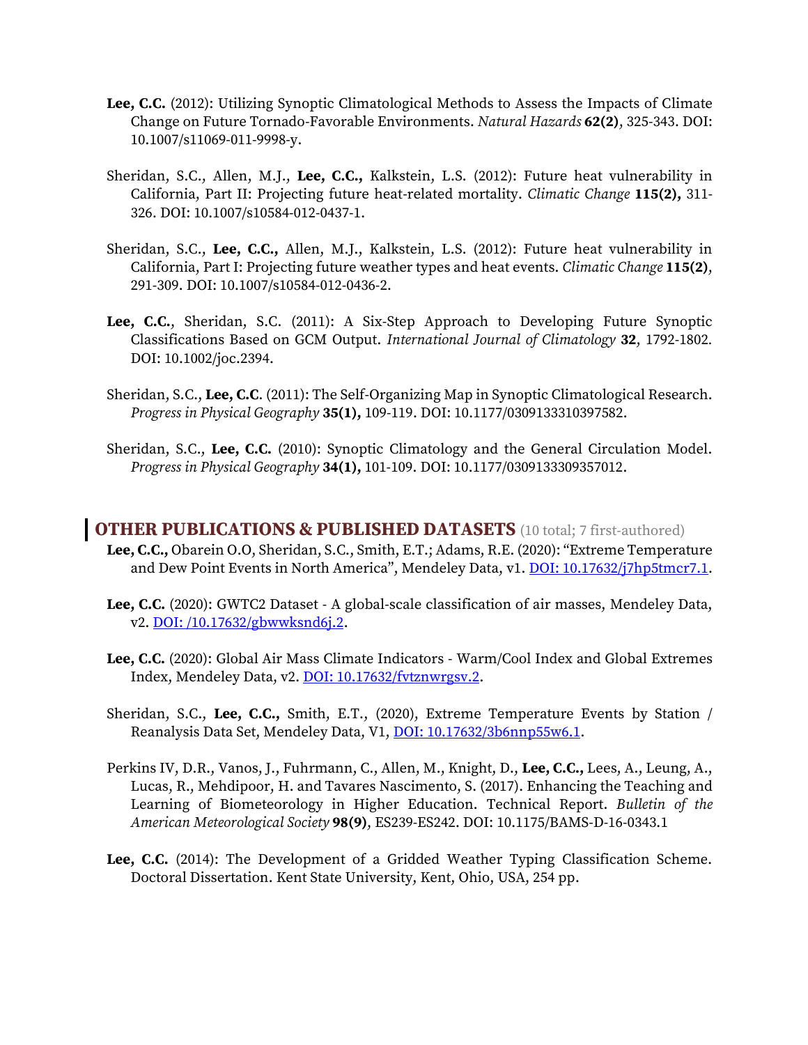**Lee, C.C.** (2012): Utilizing Synoptic Climatological Methods to Assess the Impacts of Climate Change on Future Tornado-Favorable Environments. *Natural Hazards* **62(2)**, 325-343. DOI: 10.1007/s11069-011-9998-y.

Sheridan, S.C., Allen, M.J., **Lee, C.C.,** Kalkstein, L.S. (2012): Future heat vulnerability in California, Part II: Projecting future heat-related mortality. *Climatic Change* **115(2),** 311-326. DOI: 10.1007/s10584-012-0437-1.

Sheridan, S.C., **Lee, C.C.,** Allen, M.J., Kalkstein, L.S. (2012): Future heat vulnerability in California, Part I: Projecting future weather types and heat events. *Climatic Change* **115(2)**, 291-309. DOI: 10.1007/s10584-012-0436-2.

**Lee, C.C.**, Sheridan, S.C. (2011): A Six-Step Approach to Developing Future Synoptic Classifications Based on GCM Output. *International Journal of Climatology* **32**, 1792-1802. DOI: 10.1002/joc.2394.

Sheridan, S.C., **Lee, C.C**. (2011): The Self-Organizing Map in Synoptic Climatological Research. *Progress in Physical Geography* **35(1),** 109-119. DOI: 10.1177/0309133310397582.

Sheridan, S.C., **Lee, C.C.** (2010): Synoptic Climatology and the General Circulation Model. *Progress in Physical Geography* **34(1),** 101-109. DOI: 10.1177/0309133309357012.

## OTHER PUBLICATIONS & PUBLISHED DATASETS (10 total; 7 first-authored)

**Lee, C.C.,** Obarein O.O, Sheridan, S.C., Smith, E.T.; Adams, R.E. (2020): "Extreme Temperature and Dew Point Events in North America", Mendeley Data, v1. DOI: 10.17632/j7hp5tmcr7.1.

**Lee, C.C.** (2020): GWTC2 Dataset - A global-scale classification of air masses, Mendeley Data, v2. DOI: /10.17632/gbwwksnd6j.2.

**Lee, C.C.** (2020): Global Air Mass Climate Indicators - Warm/Cool Index and Global Extremes Index, Mendeley Data, v2. DOI: 10.17632/fvtznwrgsv.2.

Sheridan, S.C., **Lee, C.C.,** Smith, E.T., (2020), Extreme Temperature Events by Station / Reanalysis Data Set, Mendeley Data, V1, DOI: 10.17632/3b6nnp55w6.1.

Perkins IV, D.R., Vanos, J., Fuhrmann, C., Allen, M., Knight, D., **Lee, C.C.,** Lees, A., Leung, A., Lucas, R., Mehdipoor, H. and Tavares Nascimento, S. (2017). Enhancing the Teaching and Learning of Biometeorology in Higher Education. Technical Report. *Bulletin of the American Meteorological Society* **98(9)**, ES239-ES242. DOI: 10.1175/BAMS-D-16-0343.1

**Lee, C.C.** (2014): The Development of a Gridded Weather Typing Classification Scheme. Doctoral Dissertation. Kent State University, Kent, Ohio, USA, 254 pp.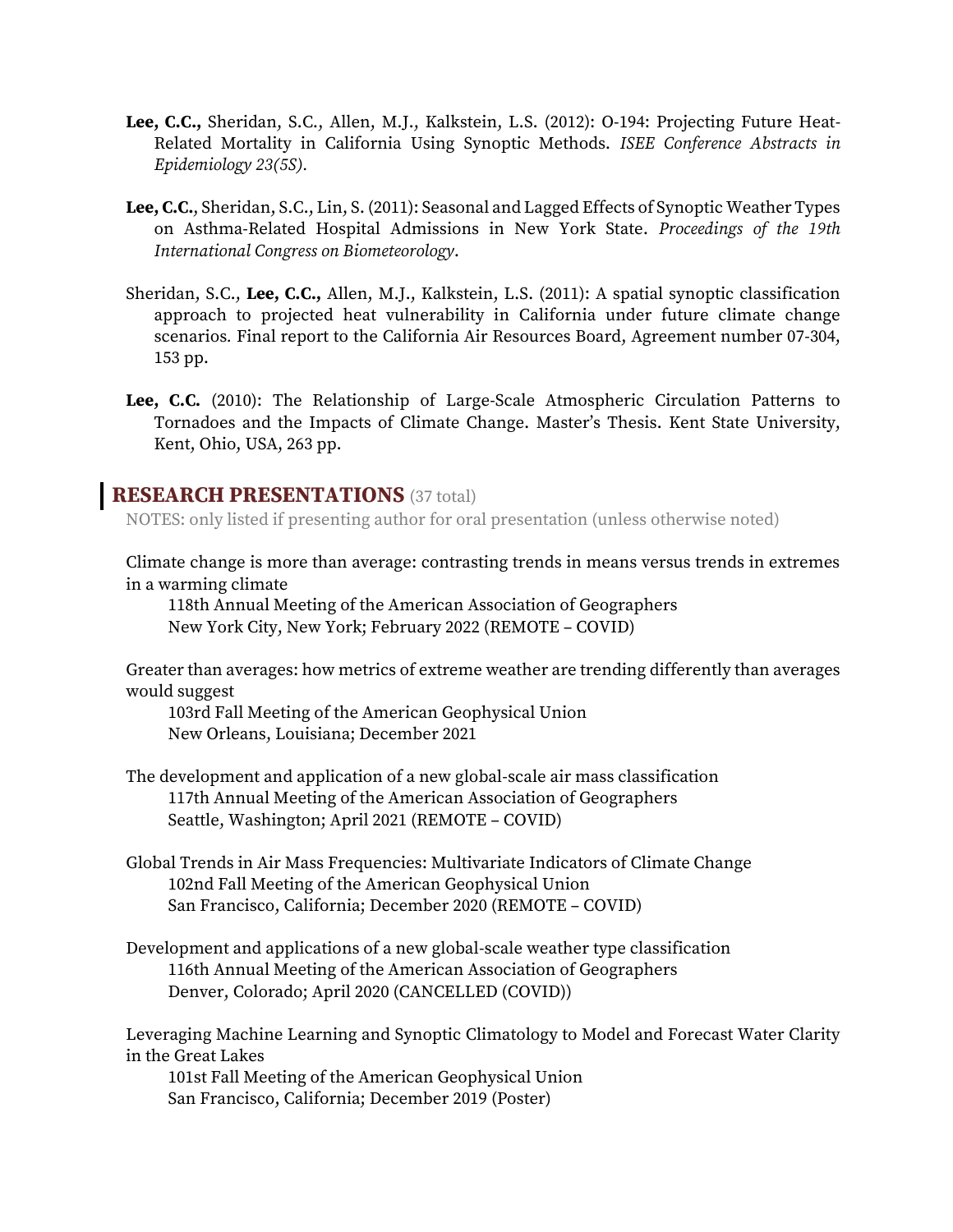**Lee, C.C.,** Sheridan, S.C., Allen, M.J., Kalkstein, L.S. (2012): O-194: Projecting Future Heat-Related Mortality in California Using Synoptic Methods. *ISEE Conference Abstracts in Epidemiology 23(5S).*

**Lee, C.C.**, Sheridan, S.C., Lin, S. (2011): Seasonal and Lagged Effects of Synoptic Weather Types on Asthma-Related Hospital Admissions in New York State. *Proceedings of the 19th International Congress on Biometeorology*.

Sheridan, S.C., **Lee, C.C.,** Allen, M.J., Kalkstein, L.S. (2011): A spatial synoptic classification approach to projected heat vulnerability in California under future climate change scenarios. Final report to the California Air Resources Board, Agreement number 07-304, 153 pp.

**Lee, C.C.** (2010): The Relationship of Large-Scale Atmospheric Circulation Patterns to Tornadoes and the Impacts of Climate Change. Master's Thesis. Kent State University, Kent, Ohio, USA, 263 pp.

## RESEARCH PRESENTATIONS (37 total)

NOTES: only listed if presenting author for oral presentation (unless otherwise noted)

Climate change is more than average: contrasting trends in means versus trends in extremes in a warming climate
118th Annual Meeting of the American Association of Geographers
New York City, New York; February 2022 (REMOTE – COVID)

Greater than averages: how metrics of extreme weather are trending differently than averages would suggest
103rd Fall Meeting of the American Geophysical Union
New Orleans, Louisiana; December 2021

The development and application of a new global-scale air mass classification
117th Annual Meeting of the American Association of Geographers
Seattle, Washington; April 2021 (REMOTE – COVID)

Global Trends in Air Mass Frequencies: Multivariate Indicators of Climate Change
102nd Fall Meeting of the American Geophysical Union
San Francisco, California; December 2020 (REMOTE – COVID)

Development and applications of a new global-scale weather type classification
116th Annual Meeting of the American Association of Geographers
Denver, Colorado; April 2020 (CANCELLED (COVID))

Leveraging Machine Learning and Synoptic Climatology to Model and Forecast Water Clarity in the Great Lakes
101st Fall Meeting of the American Geophysical Union
San Francisco, California; December 2019 (Poster)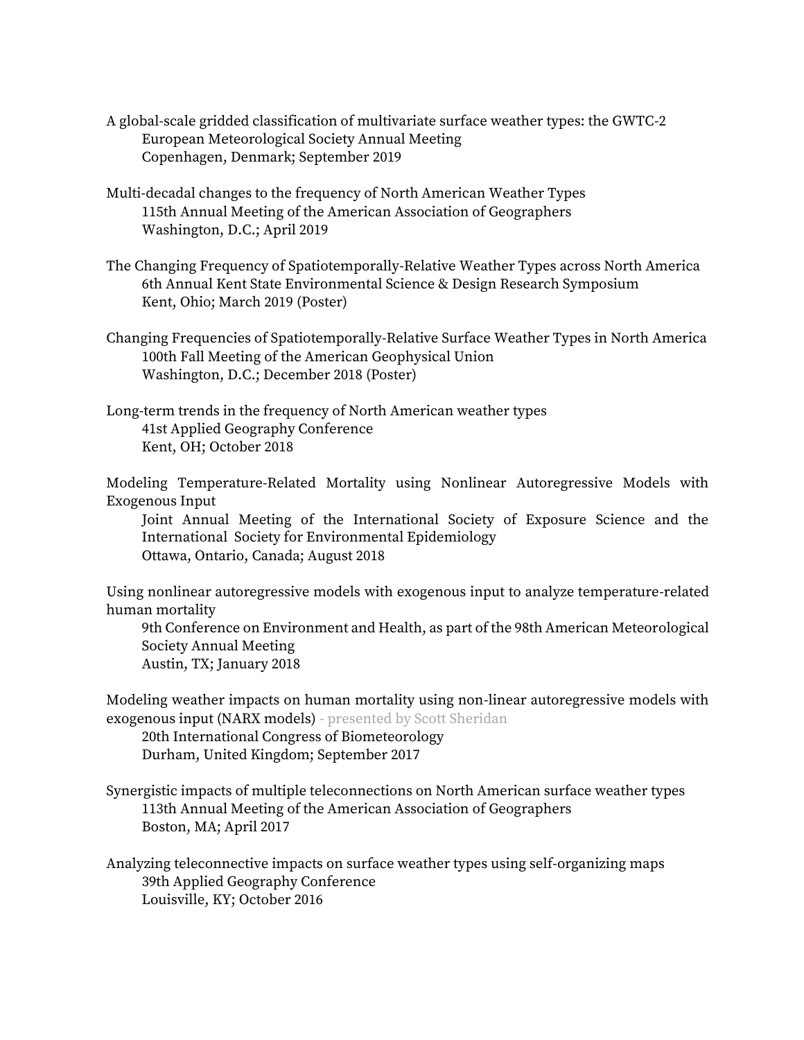A global-scale gridded classification of multivariate surface weather types: the GWTC-2
European Meteorological Society Annual Meeting
Copenhagen, Denmark; September 2019

Multi-decadal changes to the frequency of North American Weather Types
115th Annual Meeting of the American Association of Geographers
Washington, D.C.; April 2019

The Changing Frequency of Spatiotemporally-Relative Weather Types across North America
6th Annual Kent State Environmental Science & Design Research Symposium
Kent, Ohio; March 2019 (Poster)

Changing Frequencies of Spatiotemporally-Relative Surface Weather Types in North America
100th Fall Meeting of the American Geophysical Union
Washington, D.C.; December 2018 (Poster)

Long-term trends in the frequency of North American weather types
41st Applied Geography Conference
Kent, OH; October 2018

Modeling Temperature-Related Mortality using Nonlinear Autoregressive Models with Exogenous Input
Joint Annual Meeting of the International Society of Exposure Science and the International Society for Environmental Epidemiology
Ottawa, Ontario, Canada; August 2018

Using nonlinear autoregressive models with exogenous input to analyze temperature-related human mortality
9th Conference on Environment and Health, as part of the 98th American Meteorological Society Annual Meeting
Austin, TX; January 2018

Modeling weather impacts on human mortality using non-linear autoregressive models with exogenous input (NARX models) - presented by Scott Sheridan
20th International Congress of Biometeorology
Durham, United Kingdom; September 2017

Synergistic impacts of multiple teleconnections on North American surface weather types
113th Annual Meeting of the American Association of Geographers
Boston, MA; April 2017

Analyzing teleconnective impacts on surface weather types using self-organizing maps
39th Applied Geography Conference
Louisville, KY; October 2016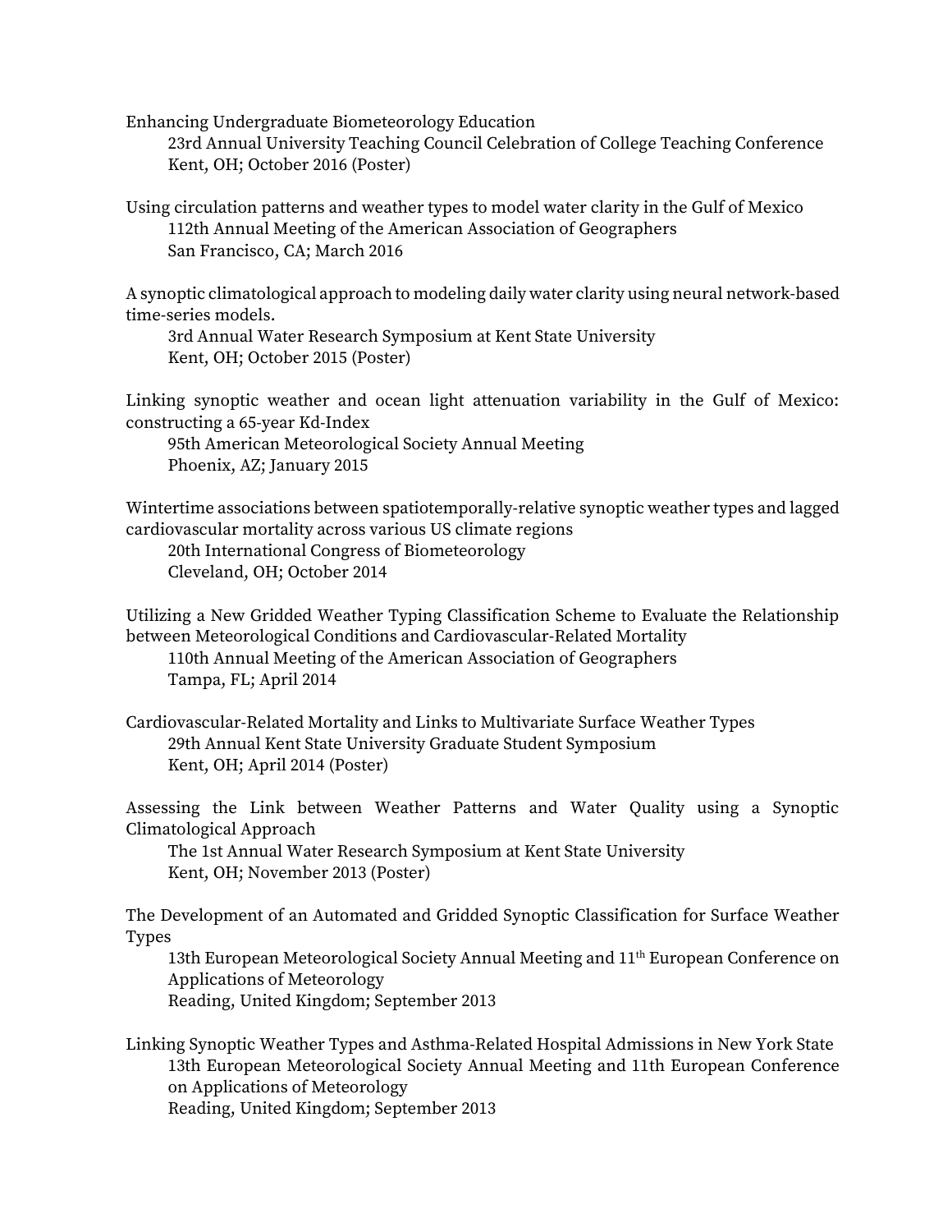Enhancing Undergraduate Biometeorology Education
23rd Annual University Teaching Council Celebration of College Teaching Conference
Kent, OH; October 2016 (Poster)

Using circulation patterns and weather types to model water clarity in the Gulf of Mexico
112th Annual Meeting of the American Association of Geographers
San Francisco, CA; March 2016

A synoptic climatological approach to modeling daily water clarity using neural network-based time-series models.
3rd Annual Water Research Symposium at Kent State University
Kent, OH; October 2015 (Poster)

Linking synoptic weather and ocean light attenuation variability in the Gulf of Mexico: constructing a 65-year Kd-Index
95th American Meteorological Society Annual Meeting
Phoenix, AZ; January 2015

Wintertime associations between spatiotemporally-relative synoptic weather types and lagged cardiovascular mortality across various US climate regions
20th International Congress of Biometeorology
Cleveland, OH; October 2014

Utilizing a New Gridded Weather Typing Classification Scheme to Evaluate the Relationship between Meteorological Conditions and Cardiovascular-Related Mortality
110th Annual Meeting of the American Association of Geographers
Tampa, FL; April 2014

Cardiovascular-Related Mortality and Links to Multivariate Surface Weather Types
29th Annual Kent State University Graduate Student Symposium
Kent, OH; April 2014 (Poster)

Assessing the Link between Weather Patterns and Water Quality using a Synoptic Climatological Approach
The 1st Annual Water Research Symposium at Kent State University
Kent, OH; November 2013 (Poster)

The Development of an Automated and Gridded Synoptic Classification for Surface Weather Types
13th European Meteorological Society Annual Meeting and 11th European Conference on Applications of Meteorology
Reading, United Kingdom; September 2013

Linking Synoptic Weather Types and Asthma-Related Hospital Admissions in New York State
13th European Meteorological Society Annual Meeting and 11th European Conference on Applications of Meteorology
Reading, United Kingdom; September 2013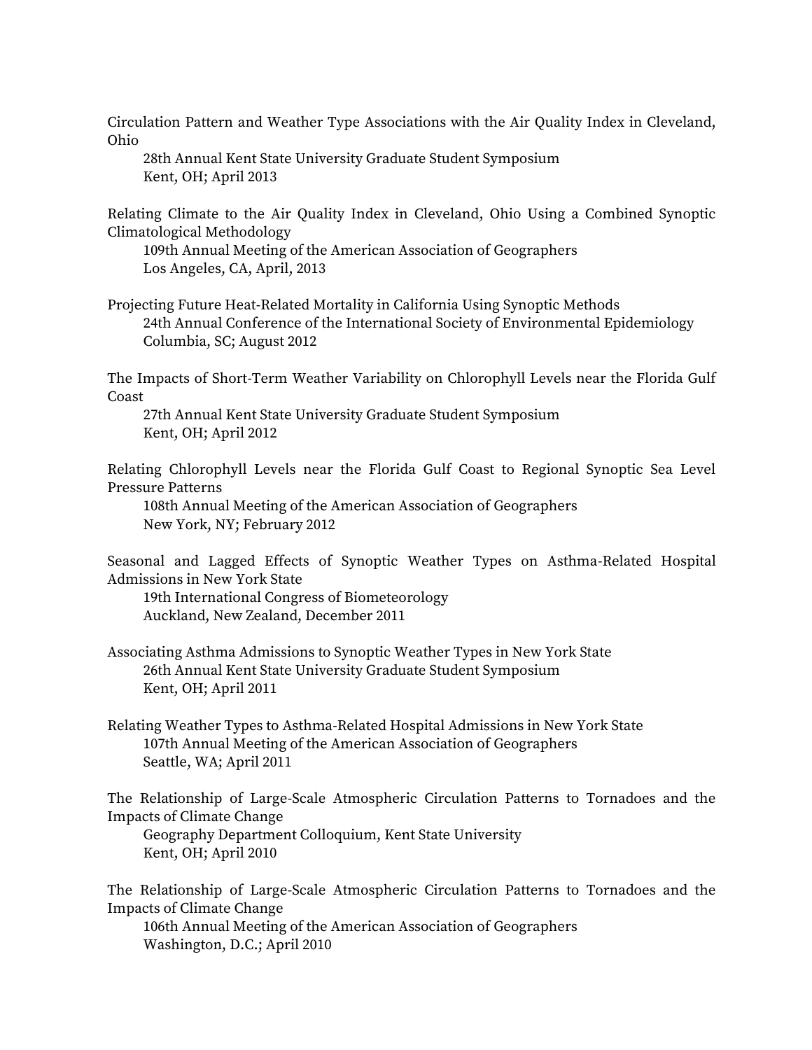Circulation Pattern and Weather Type Associations with the Air Quality Index in Cleveland, Ohio
    28th Annual Kent State University Graduate Student Symposium
    Kent, OH; April 2013

Relating Climate to the Air Quality Index in Cleveland, Ohio Using a Combined Synoptic Climatological Methodology
    109th Annual Meeting of the American Association of Geographers
    Los Angeles, CA, April, 2013

Projecting Future Heat-Related Mortality in California Using Synoptic Methods
    24th Annual Conference of the International Society of Environmental Epidemiology
    Columbia, SC; August 2012

The Impacts of Short-Term Weather Variability on Chlorophyll Levels near the Florida Gulf Coast
    27th Annual Kent State University Graduate Student Symposium
    Kent, OH; April 2012

Relating Chlorophyll Levels near the Florida Gulf Coast to Regional Synoptic Sea Level Pressure Patterns
    108th Annual Meeting of the American Association of Geographers
    New York, NY; February 2012

Seasonal and Lagged Effects of Synoptic Weather Types on Asthma-Related Hospital Admissions in New York State
    19th International Congress of Biometeorology
    Auckland, New Zealand, December 2011

Associating Asthma Admissions to Synoptic Weather Types in New York State
    26th Annual Kent State University Graduate Student Symposium
    Kent, OH; April 2011

Relating Weather Types to Asthma-Related Hospital Admissions in New York State
    107th Annual Meeting of the American Association of Geographers
    Seattle, WA; April 2011

The Relationship of Large-Scale Atmospheric Circulation Patterns to Tornadoes and the Impacts of Climate Change
    Geography Department Colloquium, Kent State University
    Kent, OH; April 2010

The Relationship of Large-Scale Atmospheric Circulation Patterns to Tornadoes and the Impacts of Climate Change
    106th Annual Meeting of the American Association of Geographers
    Washington, D.C.; April 2010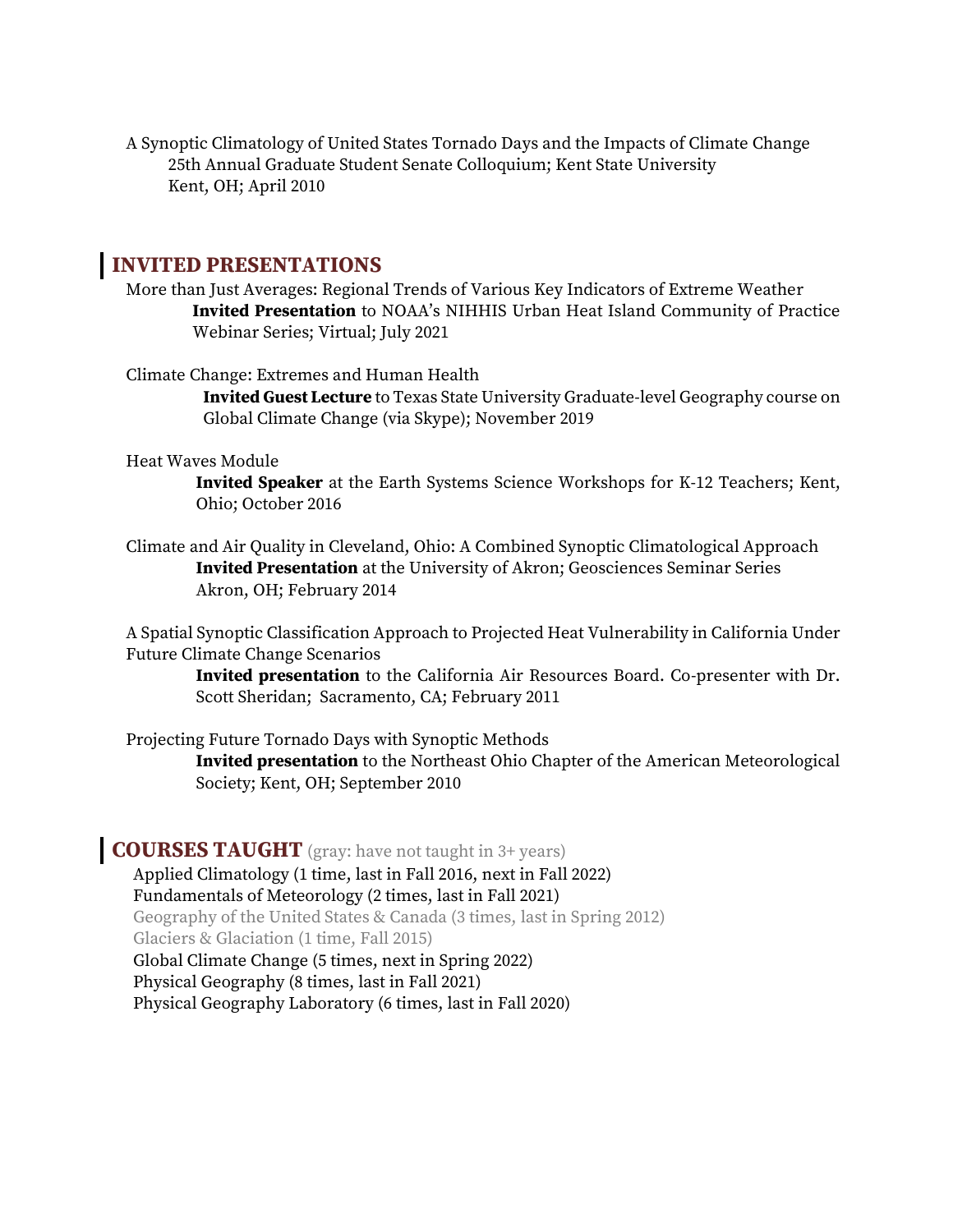A Synoptic Climatology of United States Tornado Days and the Impacts of Climate Change
25th Annual Graduate Student Senate Colloquium; Kent State University
Kent, OH; April 2010

## INVITED PRESENTATIONS

More than Just Averages: Regional Trends of Various Key Indicators of Extreme Weather
**Invited Presentation** to NOAA's NIHHIS Urban Heat Island Community of Practice Webinar Series; Virtual; July 2021

Climate Change: Extremes and Human Health
**Invited Guest Lecture** to Texas State University Graduate-level Geography course on Global Climate Change (via Skype); November 2019

Heat Waves Module
**Invited Speaker** at the Earth Systems Science Workshops for K-12 Teachers; Kent, Ohio; October 2016

Climate and Air Quality in Cleveland, Ohio: A Combined Synoptic Climatological Approach
**Invited Presentation** at the University of Akron; Geosciences Seminar Series
Akron, OH; February 2014

A Spatial Synoptic Classification Approach to Projected Heat Vulnerability in California Under Future Climate Change Scenarios
**Invited presentation** to the California Air Resources Board. Co-presenter with Dr. Scott Sheridan; Sacramento, CA; February 2011

Projecting Future Tornado Days with Synoptic Methods
**Invited presentation** to the Northeast Ohio Chapter of the American Meteorological Society; Kent, OH; September 2010

## COURSES TAUGHT (gray: have not taught in 3+ years)

Applied Climatology (1 time, last in Fall 2016, next in Fall 2022)
Fundamentals of Meteorology (2 times, last in Fall 2021)
Geography of the United States & Canada (3 times, last in Spring 2012)
Glaciers & Glaciation (1 time, Fall 2015)
Global Climate Change (5 times, next in Spring 2022)
Physical Geography (8 times, last in Fall 2021)
Physical Geography Laboratory (6 times, last in Fall 2020)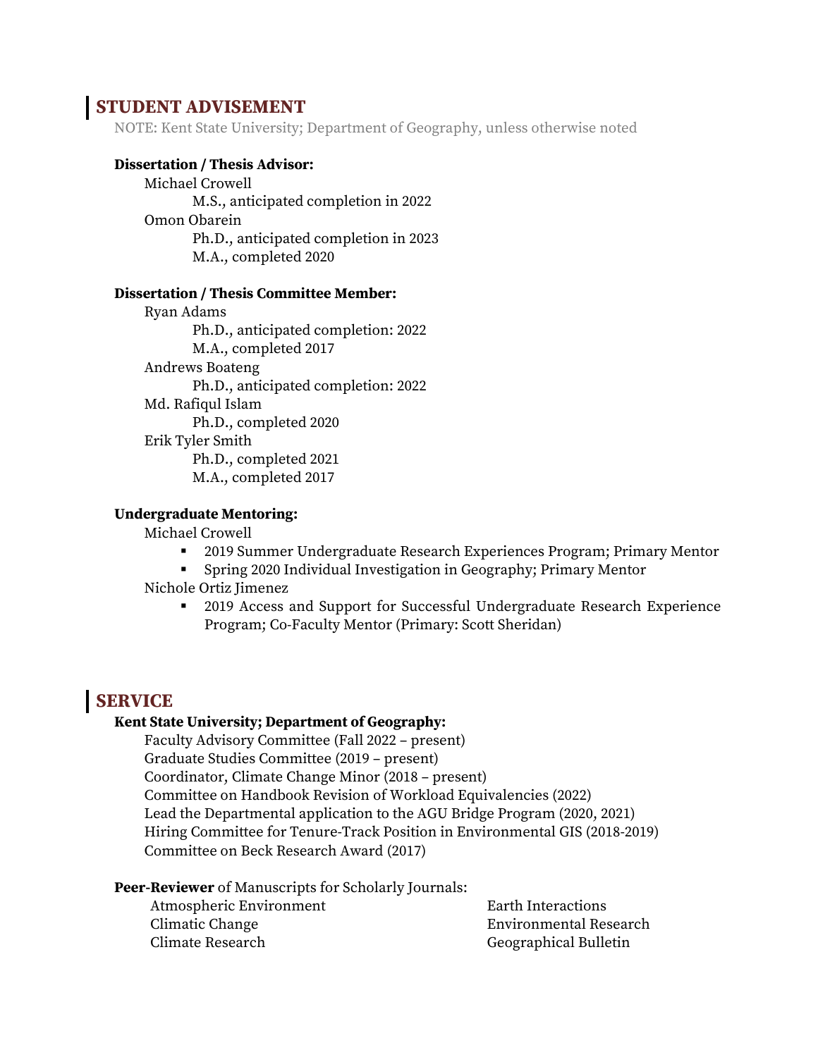## STUDENT ADVISEMENT

NOTE: Kent State University; Department of Geography, unless otherwise noted

**Dissertation / Thesis Advisor:**

Michael Crowell
- M.S., anticipated completion in 2022

Omon Obarein
- Ph.D., anticipated completion in 2023
- M.A., completed 2020

**Dissertation / Thesis Committee Member:**

Ryan Adams
- Ph.D., anticipated completion: 2022
- M.A., completed 2017

Andrews Boateng
- Ph.D., anticipated completion: 2022

Md. Rafiqul Islam
- Ph.D., completed 2020

Erik Tyler Smith
- Ph.D., completed 2021
- M.A., completed 2017

**Undergraduate Mentoring:**

Michael Crowell
- 2019 Summer Undergraduate Research Experiences Program; Primary Mentor
- Spring 2020 Individual Investigation in Geography; Primary Mentor

Nichole Ortiz Jimenez
- 2019 Access and Support for Successful Undergraduate Research Experience Program; Co-Faculty Mentor (Primary: Scott Sheridan)

## SERVICE

**Kent State University; Department of Geography:**

Faculty Advisory Committee (Fall 2022 – present)
Graduate Studies Committee (2019 – present)
Coordinator, Climate Change Minor (2018 – present)
Committee on Handbook Revision of Workload Equivalencies (2022)
Lead the Departmental application to the AGU Bridge Program (2020, 2021)
Hiring Committee for Tenure-Track Position in Environmental GIS (2018-2019)
Committee on Beck Research Award (2017)

**Peer-Reviewer** of Manuscripts for Scholarly Journals:

- Atmospheric Environment
- Climatic Change
- Climate Research
- Earth Interactions
- Environmental Research
- Geographical Bulletin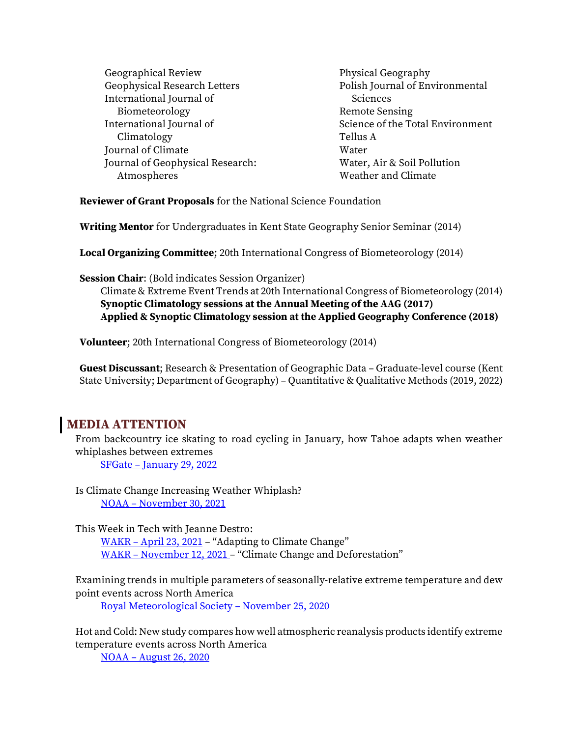- Geographical Review
- Geophysical Research Letters
- International Journal of Biometeorology
- International Journal of Climatology
- Journal of Climate
- Journal of Geophysical Research: Atmospheres
- Physical Geography
- Polish Journal of Environmental Sciences
- Remote Sensing
- Science of the Total Environment
- Tellus A
- Water
- Water, Air & Soil Pollution
- Weather and Climate

**Reviewer of Grant Proposals** for the National Science Foundation

**Writing Mentor** for Undergraduates in Kent State Geography Senior Seminar (2014)

**Local Organizing Committee**; 20th International Congress of Biometeorology (2014)

**Session Chair**: (Bold indicates Session Organizer)
- Climate & Extreme Event Trends at 20th International Congress of Biometeorology (2014)
- **Synoptic Climatology sessions at the Annual Meeting of the AAG (2017)**
- **Applied & Synoptic Climatology session at the Applied Geography Conference (2018)**

**Volunteer**; 20th International Congress of Biometeorology (2014)

**Guest Discussant**; Research & Presentation of Geographic Data – Graduate-level course (Kent State University; Department of Geography) – Quantitative & Qualitative Methods (2019, 2022)

## MEDIA ATTENTION

From backcountry ice skating to road cycling in January, how Tahoe adapts when weather whiplashes between extremes
- SFGate – January 29, 2022

Is Climate Change Increasing Weather Whiplash?
- NOAA – November 30, 2021

This Week in Tech with Jeanne Destro:
- WAKR – April 23, 2021 – "Adapting to Climate Change"
- WAKR – November 12, 2021 – "Climate Change and Deforestation"

Examining trends in multiple parameters of seasonally-relative extreme temperature and dew point events across North America
- Royal Meteorological Society – November 25, 2020

Hot and Cold: New study compares how well atmospheric reanalysis products identify extreme temperature events across North America
- NOAA – August 26, 2020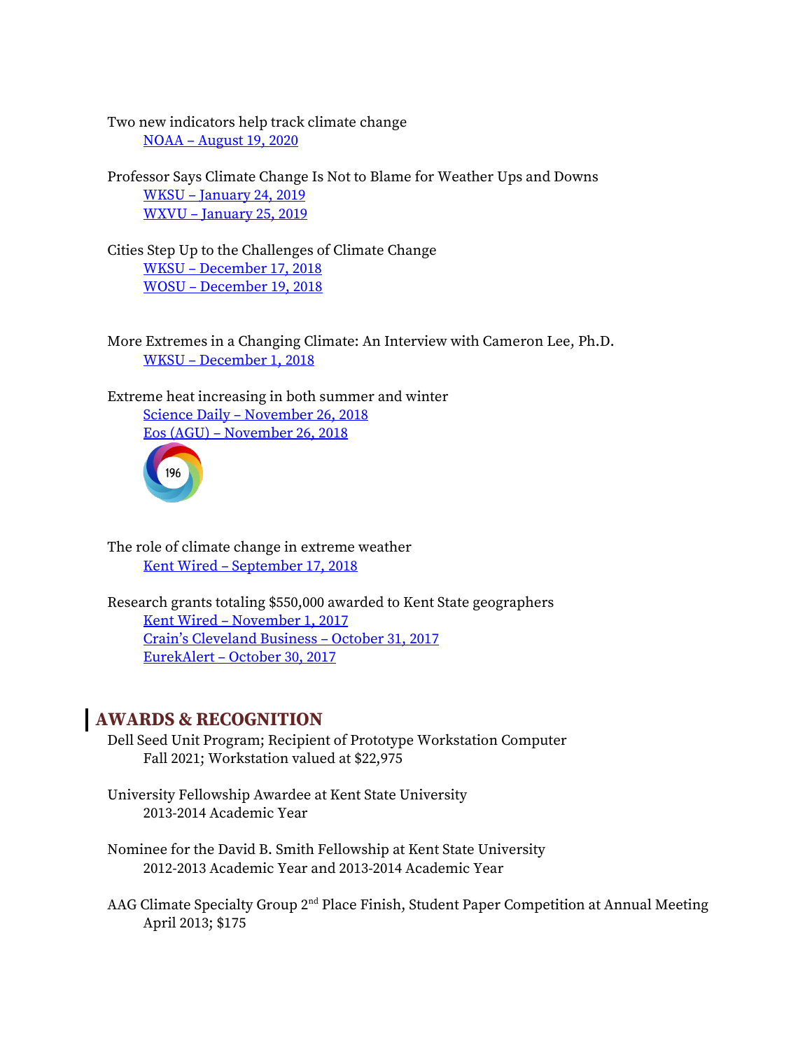Two new indicators help track climate change
  NOAA – August 19, 2020

Professor Says Climate Change Is Not to Blame for Weather Ups and Downs
  WKSU – January 24, 2019
  WXVU – January 25, 2019

Cities Step Up to the Challenges of Climate Change
  WKSU – December 17, 2018
  WOSU – December 19, 2018

More Extremes in a Changing Climate: An Interview with Cameron Lee, Ph.D.
  WKSU – December 1, 2018

Extreme heat increasing in both summer and winter
  Science Daily – November 26, 2018
  Eos (AGU) – November 26, 2018
  196

The role of climate change in extreme weather
  Kent Wired – September 17, 2018

Research grants totaling $550,000 awarded to Kent State geographers
  Kent Wired – November 1, 2017
  Crain's Cleveland Business – October 31, 2017
  EurekAlert – October 30, 2017

## AWARDS & RECOGNITION

Dell Seed Unit Program; Recipient of Prototype Workstation Computer
  Fall 2021; Workstation valued at $22,975

University Fellowship Awardee at Kent State University
  2013-2014 Academic Year

Nominee for the David B. Smith Fellowship at Kent State University
  2012-2013 Academic Year and 2013-2014 Academic Year

AAG Climate Specialty Group 2nd Place Finish, Student Paper Competition at Annual Meeting
  April 2013; $175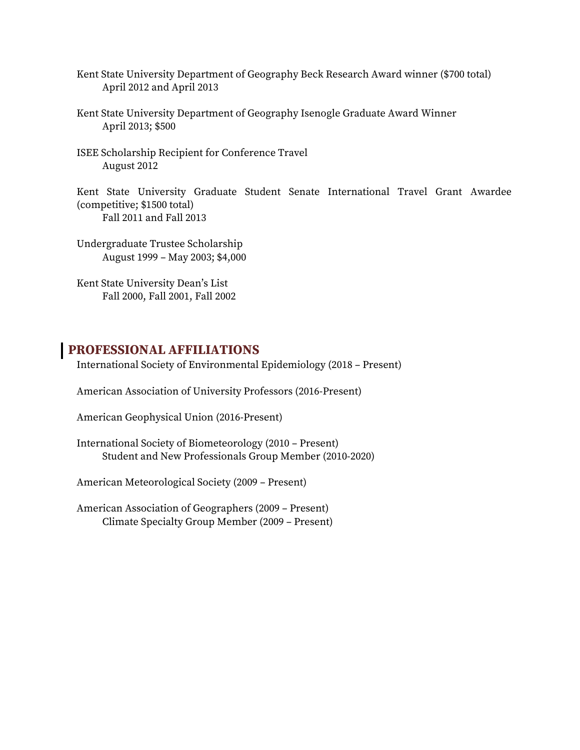Kent State University Department of Geography Beck Research Award winner ($700 total)
    April 2012 and April 2013

Kent State University Department of Geography Isenogle Graduate Award Winner
    April 2013; $500

ISEE Scholarship Recipient for Conference Travel
    August 2012

Kent State University Graduate Student Senate International Travel Grant Awardee (competitive; $1500 total)
    Fall 2011 and Fall 2013

Undergraduate Trustee Scholarship
    August 1999 – May 2003; $4,000

Kent State University Dean's List
    Fall 2000, Fall 2001, Fall 2002

## PROFESSIONAL AFFILIATIONS

International Society of Environmental Epidemiology (2018 – Present)

American Association of University Professors (2016-Present)

American Geophysical Union (2016-Present)

International Society of Biometeorology (2010 – Present)
    Student and New Professionals Group Member (2010-2020)

American Meteorological Society (2009 – Present)

American Association of Geographers (2009 – Present)
    Climate Specialty Group Member (2009 – Present)